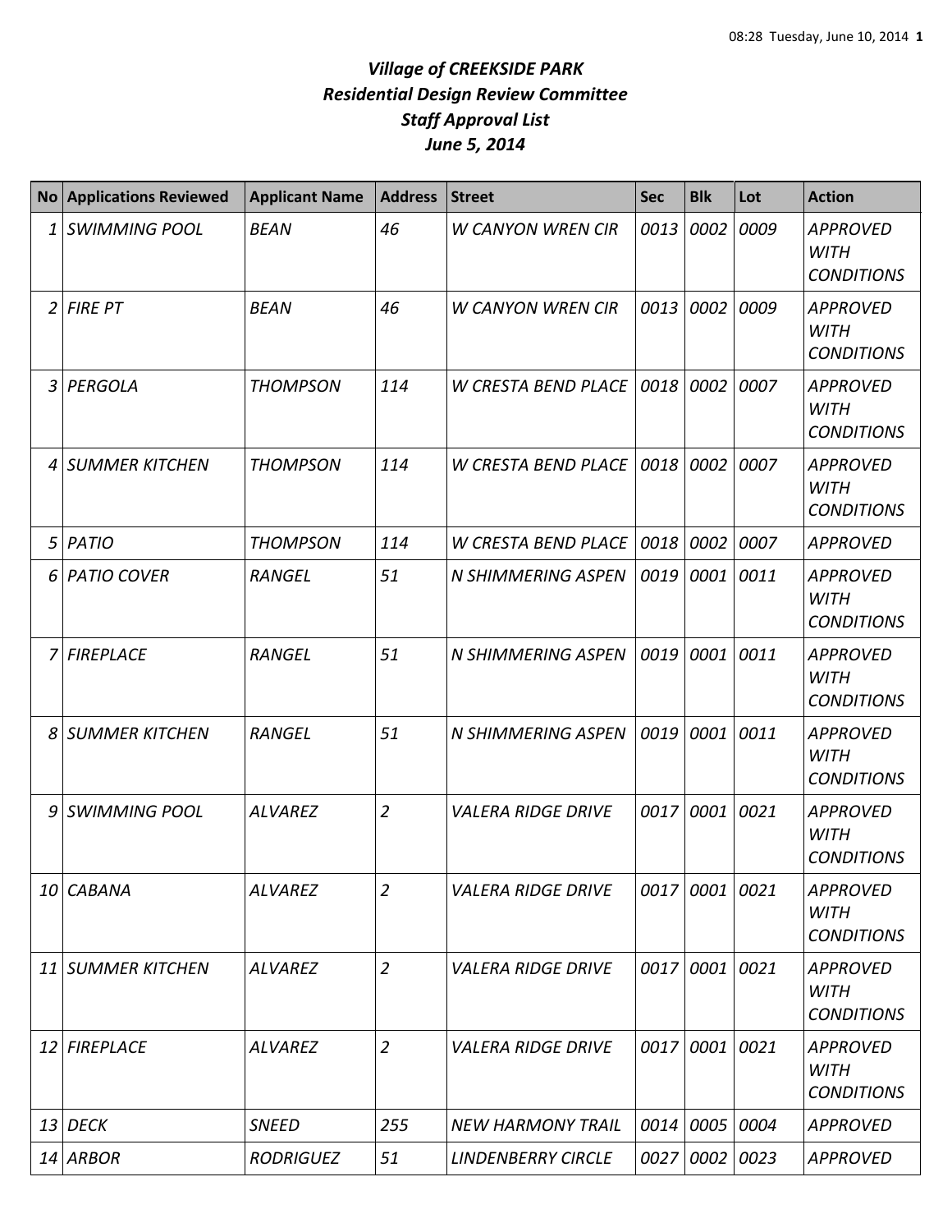# *Village of CREEKSIDE PARK*
## *Residential Design Review Committee*
## *Staff Approval List*
## *June 5, 2014*

| No | Applications Reviewed | Applicant Name | Address | Street | Sec | Blk | Lot | Action |
|---|---|---|---|---|---|---|---|---|
| 1 | SWIMMING POOL | BEAN | 46 | W CANYON WREN CIR | 0013 | 0002 | 0009 | APPROVED WITH CONDITIONS |
| 2 | FIRE PT | BEAN | 46 | W CANYON WREN CIR | 0013 | 0002 | 0009 | APPROVED WITH CONDITIONS |
| 3 | PERGOLA | THOMPSON | 114 | W CRESTA BEND PLACE | 0018 | 0002 | 0007 | APPROVED WITH CONDITIONS |
| 4 | SUMMER KITCHEN | THOMPSON | 114 | W CRESTA BEND PLACE | 0018 | 0002 | 0007 | APPROVED WITH CONDITIONS |
| 5 | PATIO | THOMPSON | 114 | W CRESTA BEND PLACE | 0018 | 0002 | 0007 | APPROVED |
| 6 | PATIO COVER | RANGEL | 51 | N SHIMMERING ASPEN | 0019 | 0001 | 0011 | APPROVED WITH CONDITIONS |
| 7 | FIREPLACE | RANGEL | 51 | N SHIMMERING ASPEN | 0019 | 0001 | 0011 | APPROVED WITH CONDITIONS |
| 8 | SUMMER KITCHEN | RANGEL | 51 | N SHIMMERING ASPEN | 0019 | 0001 | 0011 | APPROVED WITH CONDITIONS |
| 9 | SWIMMING POOL | ALVAREZ | 2 | VALERA RIDGE DRIVE | 0017 | 0001 | 0021 | APPROVED WITH CONDITIONS |
| 10 | CABANA | ALVAREZ | 2 | VALERA RIDGE DRIVE | 0017 | 0001 | 0021 | APPROVED WITH CONDITIONS |
| 11 | SUMMER KITCHEN | ALVAREZ | 2 | VALERA RIDGE DRIVE | 0017 | 0001 | 0021 | APPROVED WITH CONDITIONS |
| 12 | FIREPLACE | ALVAREZ | 2 | VALERA RIDGE DRIVE | 0017 | 0001 | 0021 | APPROVED WITH CONDITIONS |
| 13 | DECK | SNEED | 255 | NEW HARMONY TRAIL | 0014 | 0005 | 0004 | APPROVED |
| 14 | ARBOR | RODRIGUEZ | 51 | LINDENBERRY CIRCLE | 0027 | 0002 | 0023 | APPROVED |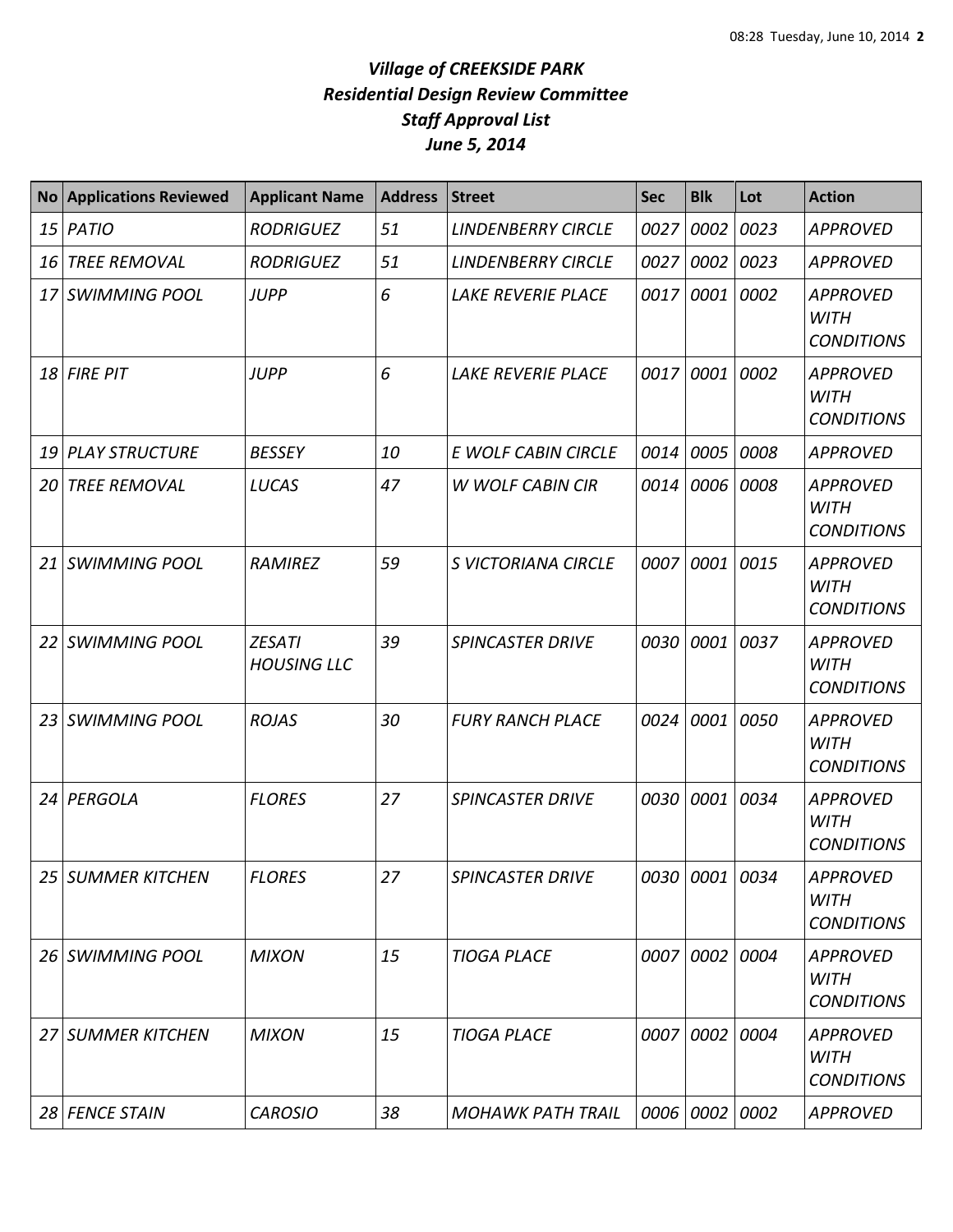*Village of CREEKSIDE PARK*
*Residential Design Review Committee*
*Staff Approval List*
*June 5, 2014*

| No | Applications Reviewed | Applicant Name | Address | Street | Sec | Blk | Lot | Action |
|---|---|---|---|---|---|---|---|---|
| 15 | PATIO | RODRIGUEZ | 51 | LINDENBERRY CIRCLE | 0027 | 0002 | 0023 | APPROVED |
| 16 | TREE REMOVAL | RODRIGUEZ | 51 | LINDENBERRY CIRCLE | 0027 | 0002 | 0023 | APPROVED |
| 17 | SWIMMING POOL | JUPP | 6 | LAKE REVERIE PLACE | 0017 | 0001 | 0002 | APPROVED WITH CONDITIONS |
| 18 | FIRE PIT | JUPP | 6 | LAKE REVERIE PLACE | 0017 | 0001 | 0002 | APPROVED WITH CONDITIONS |
| 19 | PLAY STRUCTURE | BESSEY | 10 | E WOLF CABIN CIRCLE | 0014 | 0005 | 0008 | APPROVED |
| 20 | TREE REMOVAL | LUCAS | 47 | W WOLF CABIN CIR | 0014 | 0006 | 0008 | APPROVED WITH CONDITIONS |
| 21 | SWIMMING POOL | RAMIREZ | 59 | S VICTORIANA CIRCLE | 0007 | 0001 | 0015 | APPROVED WITH CONDITIONS |
| 22 | SWIMMING POOL | ZESATI HOUSING LLC | 39 | SPINCASTER DRIVE | 0030 | 0001 | 0037 | APPROVED WITH CONDITIONS |
| 23 | SWIMMING POOL | ROJAS | 30 | FURY RANCH PLACE | 0024 | 0001 | 0050 | APPROVED WITH CONDITIONS |
| 24 | PERGOLA | FLORES | 27 | SPINCASTER DRIVE | 0030 | 0001 | 0034 | APPROVED WITH CONDITIONS |
| 25 | SUMMER KITCHEN | FLORES | 27 | SPINCASTER DRIVE | 0030 | 0001 | 0034 | APPROVED WITH CONDITIONS |
| 26 | SWIMMING POOL | MIXON | 15 | TIOGA PLACE | 0007 | 0002 | 0004 | APPROVED WITH CONDITIONS |
| 27 | SUMMER KITCHEN | MIXON | 15 | TIOGA PLACE | 0007 | 0002 | 0004 | APPROVED WITH CONDITIONS |
| 28 | FENCE STAIN | CAROSIO | 38 | MOHAWK PATH TRAIL | 0006 | 0002 | 0002 | APPROVED |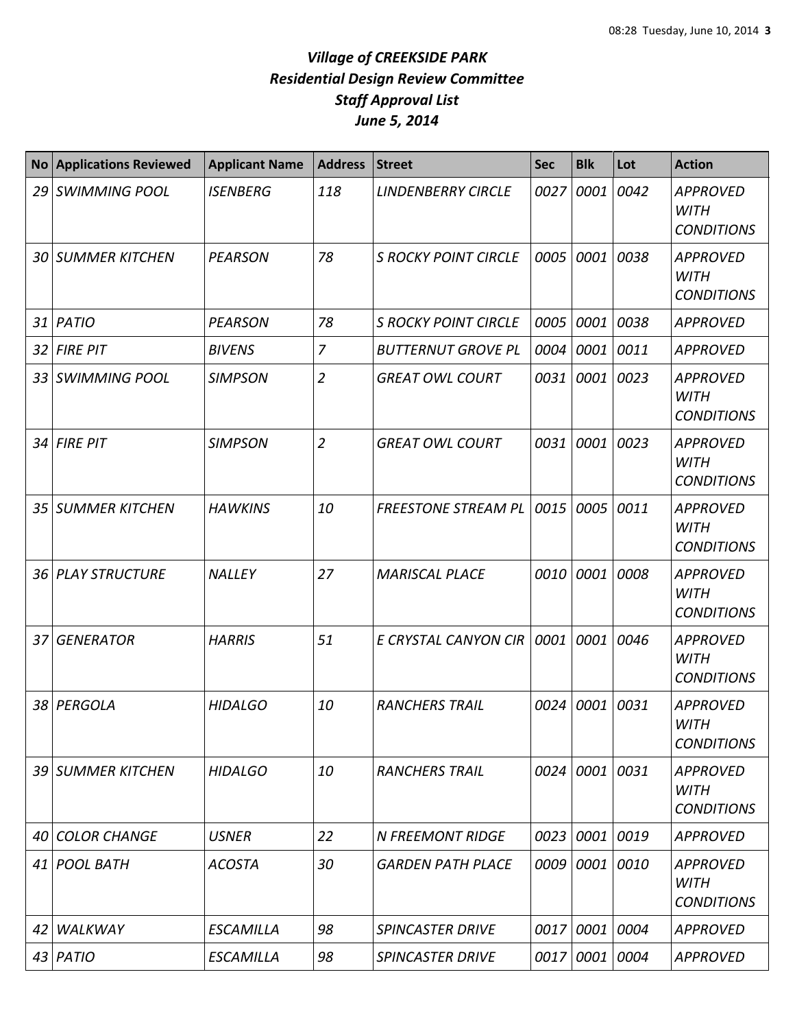# *Village of CREEKSIDE PARK*
## *Residential Design Review Committee*
## *Staff Approval List*
## *June 5, 2014*

| No | Applications Reviewed | Applicant Name | Address | Street | Sec | Blk | Lot | Action |
|---|---|---|---|---|---|---|---|---|
| *29* | *SWIMMING POOL* | *ISENBERG* | *118* | *LINDENBERRY CIRCLE* | *0027* | *0001* | *0042* | *APPROVED WITH CONDITIONS* |
| *30* | *SUMMER KITCHEN* | *PEARSON* | *78* | *S ROCKY POINT CIRCLE* | *0005* | *0001* | *0038* | *APPROVED WITH CONDITIONS* |
| *31* | *PATIO* | *PEARSON* | *78* | *S ROCKY POINT CIRCLE* | *0005* | *0001* | *0038* | *APPROVED* |
| *32* | *FIRE PIT* | *BIVENS* | *7* | *BUTTERNUT GROVE PL* | *0004* | *0001* | *0011* | *APPROVED* |
| *33* | *SWIMMING POOL* | *SIMPSON* | *2* | *GREAT OWL COURT* | *0031* | *0001* | *0023* | *APPROVED WITH CONDITIONS* |
| *34* | *FIRE PIT* | *SIMPSON* | *2* | *GREAT OWL COURT* | *0031* | *0001* | *0023* | *APPROVED WITH CONDITIONS* |
| *35* | *SUMMER KITCHEN* | *HAWKINS* | *10* | *FREESTONE STREAM PL* | *0015* | *0005* | *0011* | *APPROVED WITH CONDITIONS* |
| *36* | *PLAY STRUCTURE* | *NALLEY* | *27* | *MARISCAL PLACE* | *0010* | *0001* | *0008* | *APPROVED WITH CONDITIONS* |
| *37* | *GENERATOR* | *HARRIS* | *51* | *E CRYSTAL CANYON CIR* | *0001* | *0001* | *0046* | *APPROVED WITH CONDITIONS* |
| *38* | *PERGOLA* | *HIDALGO* | *10* | *RANCHERS TRAIL* | *0024* | *0001* | *0031* | *APPROVED WITH CONDITIONS* |
| *39* | *SUMMER KITCHEN* | *HIDALGO* | *10* | *RANCHERS TRAIL* | *0024* | *0001* | *0031* | *APPROVED WITH CONDITIONS* |
| *40* | *COLOR CHANGE* | *USNER* | *22* | *N FREEMONT RIDGE* | *0023* | *0001* | *0019* | *APPROVED* |
| *41* | *POOL BATH* | *ACOSTA* | *30* | *GARDEN PATH PLACE* | *0009* | *0001* | *0010* | *APPROVED WITH CONDITIONS* |
| *42* | *WALKWAY* | *ESCAMILLA* | *98* | *SPINCASTER DRIVE* | *0017* | *0001* | *0004* | *APPROVED* |
| *43* | *PATIO* | *ESCAMILLA* | *98* | *SPINCASTER DRIVE* | *0017* | *0001* | *0004* | *APPROVED* |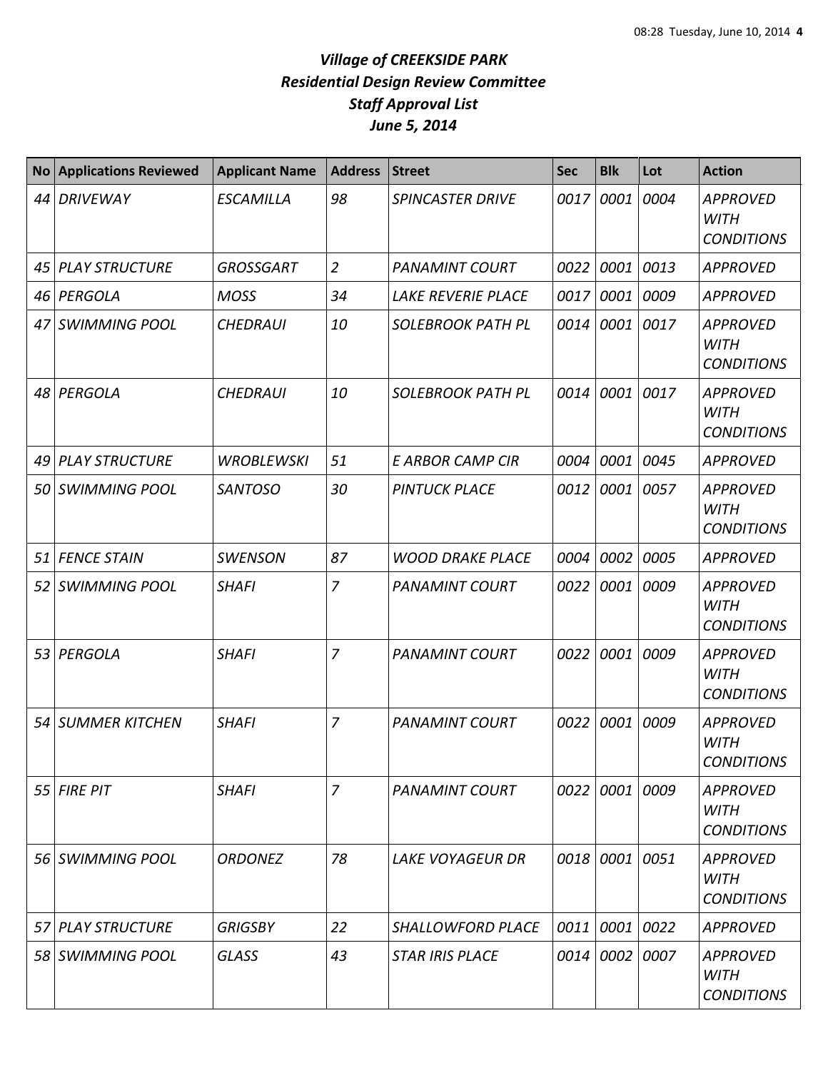# *Village of CREEKSIDE PARK*
## *Residential Design Review Committee*
## *Staff Approval List*
## *June 5, 2014*

| No | Applications Reviewed | Applicant Name | Address | Street | Sec | Blk | Lot | Action |
|---|---|---|---|---|---|---|---|---|
| 44 | DRIVEWAY | ESCAMILLA | 98 | SPINCASTER DRIVE | 0017 | 0001 | 0004 | APPROVED WITH CONDITIONS |
| 45 | PLAY STRUCTURE | GROSSGART | 2 | PANAMINT COURT | 0022 | 0001 | 0013 | APPROVED |
| 46 | PERGOLA | MOSS | 34 | LAKE REVERIE PLACE | 0017 | 0001 | 0009 | APPROVED |
| 47 | SWIMMING POOL | CHEDRAUI | 10 | SOLEBROOK PATH PL | 0014 | 0001 | 0017 | APPROVED WITH CONDITIONS |
| 48 | PERGOLA | CHEDRAUI | 10 | SOLEBROOK PATH PL | 0014 | 0001 | 0017 | APPROVED WITH CONDITIONS |
| 49 | PLAY STRUCTURE | WROBLEWSKI | 51 | E ARBOR CAMP CIR | 0004 | 0001 | 0045 | APPROVED |
| 50 | SWIMMING POOL | SANTOSO | 30 | PINTUCK PLACE | 0012 | 0001 | 0057 | APPROVED WITH CONDITIONS |
| 51 | FENCE STAIN | SWENSON | 87 | WOOD DRAKE PLACE | 0004 | 0002 | 0005 | APPROVED |
| 52 | SWIMMING POOL | SHAFI | 7 | PANAMINT COURT | 0022 | 0001 | 0009 | APPROVED WITH CONDITIONS |
| 53 | PERGOLA | SHAFI | 7 | PANAMINT COURT | 0022 | 0001 | 0009 | APPROVED WITH CONDITIONS |
| 54 | SUMMER KITCHEN | SHAFI | 7 | PANAMINT COURT | 0022 | 0001 | 0009 | APPROVED WITH CONDITIONS |
| 55 | FIRE PIT | SHAFI | 7 | PANAMINT COURT | 0022 | 0001 | 0009 | APPROVED WITH CONDITIONS |
| 56 | SWIMMING POOL | ORDONEZ | 78 | LAKE VOYAGEUR DR | 0018 | 0001 | 0051 | APPROVED WITH CONDITIONS |
| 57 | PLAY STRUCTURE | GRIGSBY | 22 | SHALLOWFORD PLACE | 0011 | 0001 | 0022 | APPROVED |
| 58 | SWIMMING POOL | GLASS | 43 | STAR IRIS PLACE | 0014 | 0002 | 0007 | APPROVED WITH CONDITIONS |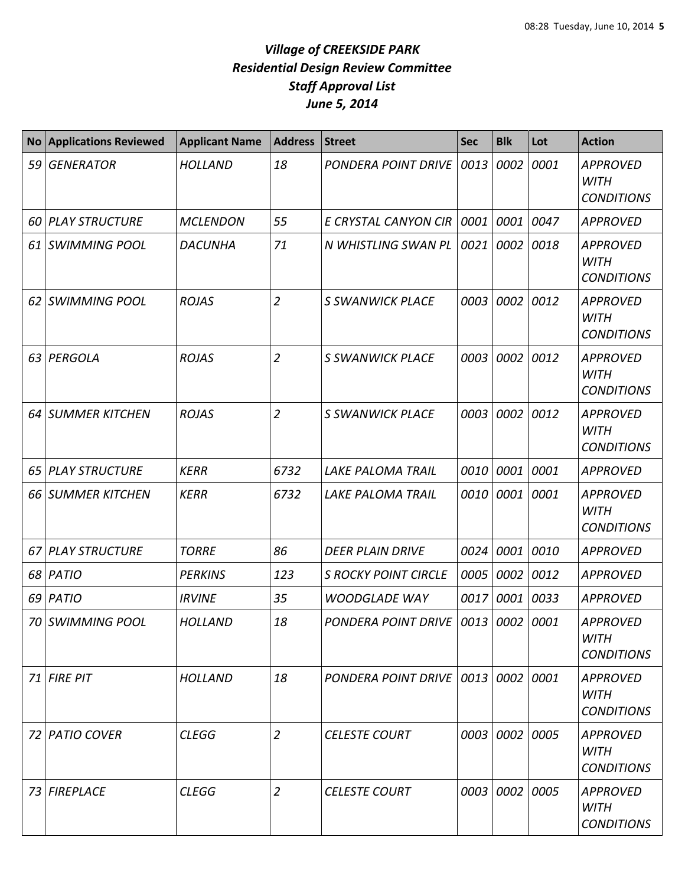# *Village of CREEKSIDE PARK*
## *Residential Design Review Committee*
## *Staff Approval List*
## *June 5, 2014*

| No | Applications Reviewed | Applicant Name | Address | Street | Sec | Blk | Lot | Action |
|---|---|---|---|---|---|---|---|---|
| *59* | *GENERATOR* | *HOLLAND* | *18* | *PONDERA POINT DRIVE* | *0013* | *0002* | *0001* | *APPROVED WITH CONDITIONS* |
| *60* | *PLAY STRUCTURE* | *MCLENDON* | *55* | *E CRYSTAL CANYON CIR* | *0001* | *0001* | *0047* | *APPROVED* |
| *61* | *SWIMMING POOL* | *DACUNHA* | *71* | *N WHISTLING SWAN PL* | *0021* | *0002* | *0018* | *APPROVED WITH CONDITIONS* |
| *62* | *SWIMMING POOL* | *ROJAS* | *2* | *S SWANWICK PLACE* | *0003* | *0002* | *0012* | *APPROVED WITH CONDITIONS* |
| *63* | *PERGOLA* | *ROJAS* | *2* | *S SWANWICK PLACE* | *0003* | *0002* | *0012* | *APPROVED WITH CONDITIONS* |
| *64* | *SUMMER KITCHEN* | *ROJAS* | *2* | *S SWANWICK PLACE* | *0003* | *0002* | *0012* | *APPROVED WITH CONDITIONS* |
| *65* | *PLAY STRUCTURE* | *KERR* | *6732* | *LAKE PALOMA TRAIL* | *0010* | *0001* | *0001* | *APPROVED* |
| *66* | *SUMMER KITCHEN* | *KERR* | *6732* | *LAKE PALOMA TRAIL* | *0010* | *0001* | *0001* | *APPROVED WITH CONDITIONS* |
| *67* | *PLAY STRUCTURE* | *TORRE* | *86* | *DEER PLAIN DRIVE* | *0024* | *0001* | *0010* | *APPROVED* |
| *68* | *PATIO* | *PERKINS* | *123* | *S ROCKY POINT CIRCLE* | *0005* | *0002* | *0012* | *APPROVED* |
| *69* | *PATIO* | *IRVINE* | *35* | *WOODGLADE WAY* | *0017* | *0001* | *0033* | *APPROVED* |
| *70* | *SWIMMING POOL* | *HOLLAND* | *18* | *PONDERA POINT DRIVE* | *0013* | *0002* | *0001* | *APPROVED WITH CONDITIONS* |
| *71* | *FIRE PIT* | *HOLLAND* | *18* | *PONDERA POINT DRIVE* | *0013* | *0002* | *0001* | *APPROVED WITH CONDITIONS* |
| *72* | *PATIO COVER* | *CLEGG* | *2* | *CELESTE COURT* | *0003* | *0002* | *0005* | *APPROVED WITH CONDITIONS* |
| *73* | *FIREPLACE* | *CLEGG* | *2* | *CELESTE COURT* | *0003* | *0002* | *0005* | *APPROVED WITH CONDITIONS* |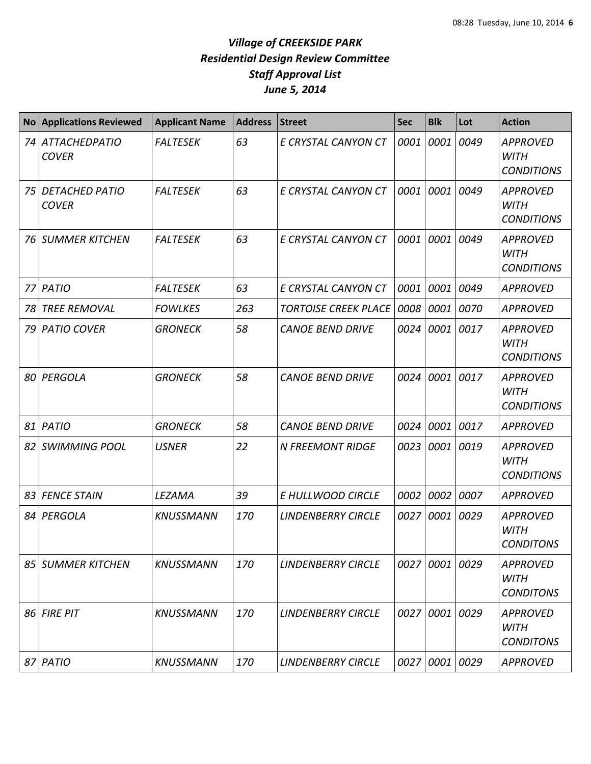# *Village of CREEKSIDE PARK*
## *Residential Design Review Committee*
## *Staff Approval List*
## *June 5, 2014*

| No | Applications Reviewed | Applicant Name | Address | Street | Sec | Blk | Lot | Action |
|---|---|---|---|---|---|---|---|---|
| *74* | *ATTACHEDPATIO COVER* | *FALTESEK* | *63* | *E CRYSTAL CANYON CT* | *0001* | *0001* | *0049* | *APPROVED WITH CONDITIONS* |
| *75* | *DETACHED PATIO COVER* | *FALTESEK* | *63* | *E CRYSTAL CANYON CT* | *0001* | *0001* | *0049* | *APPROVED WITH CONDITIONS* |
| *76* | *SUMMER KITCHEN* | *FALTESEK* | *63* | *E CRYSTAL CANYON CT* | *0001* | *0001* | *0049* | *APPROVED WITH CONDITIONS* |
| *77* | *PATIO* | *FALTESEK* | *63* | *E CRYSTAL CANYON CT* | *0001* | *0001* | *0049* | *APPROVED* |
| *78* | *TREE REMOVAL* | *FOWLKES* | *263* | *TORTOISE CREEK PLACE* | *0008* | *0001* | *0070* | *APPROVED* |
| *79* | *PATIO COVER* | *GRONECK* | *58* | *CANOE BEND DRIVE* | *0024* | *0001* | *0017* | *APPROVED WITH CONDITIONS* |
| *80* | *PERGOLA* | *GRONECK* | *58* | *CANOE BEND DRIVE* | *0024* | *0001* | *0017* | *APPROVED WITH CONDITIONS* |
| *81* | *PATIO* | *GRONECK* | *58* | *CANOE BEND DRIVE* | *0024* | *0001* | *0017* | *APPROVED* |
| *82* | *SWIMMING POOL* | *USNER* | *22* | *N FREEMONT RIDGE* | *0023* | *0001* | *0019* | *APPROVED WITH CONDITIONS* |
| *83* | *FENCE STAIN* | *LEZAMA* | *39* | *E HULLWOOD CIRCLE* | *0002* | *0002* | *0007* | *APPROVED* |
| *84* | *PERGOLA* | *KNUSSMANN* | *170* | *LINDENBERRY CIRCLE* | *0027* | *0001* | *0029* | *APPROVED WITH CONDITONS* |
| *85* | *SUMMER KITCHEN* | *KNUSSMANN* | *170* | *LINDENBERRY CIRCLE* | *0027* | *0001* | *0029* | *APPROVED WITH CONDITONS* |
| *86* | *FIRE PIT* | *KNUSSMANN* | *170* | *LINDENBERRY CIRCLE* | *0027* | *0001* | *0029* | *APPROVED WITH CONDITONS* |
| *87* | *PATIO* | *KNUSSMANN* | *170* | *LINDENBERRY CIRCLE* | *0027* | *0001* | *0029* | *APPROVED* |